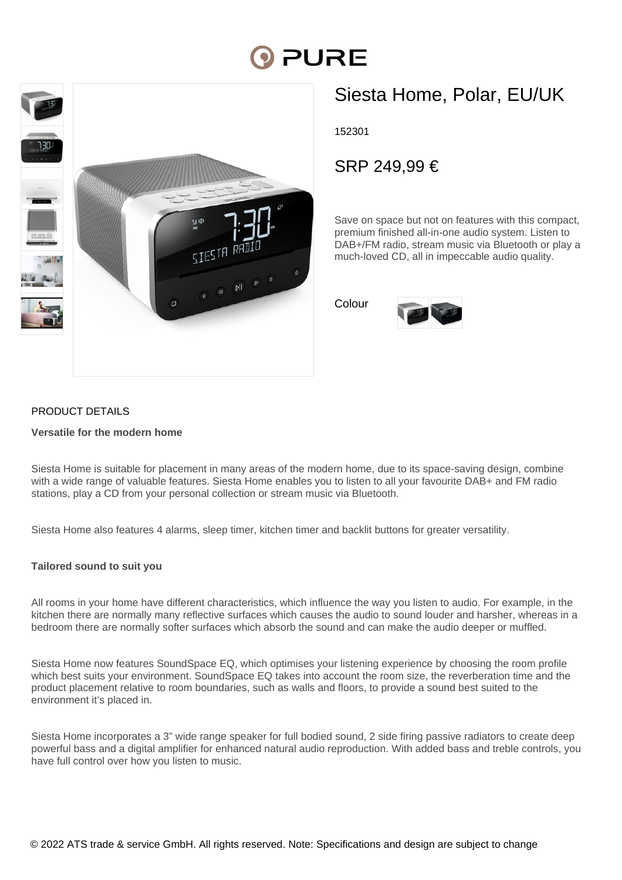# Siesta Home, Polar, EU/UK

152301

SRP 249,99 €

Save on space but not on features with this compact, premium finished all-in-one audio system. Listen to DAB+/FM radio, stream music via Bluetooth or play a much-loved CD, all in impeccable audio quality.

Colour

## PRODUCT DETAILS

**Versatile for the modern home**

Siesta Home is suitable for placement in many areas of the modern home, due to its space-saving design, combine with a wide range of valuable features. Siesta Home enables you to listen to all your favourite DAB+ and FM radio stations, play a CD from your personal collection or stream music via Bluetooth.

Siesta Home also features 4 alarms, sleep timer, kitchen timer and backlit buttons for greater versatility.

**Tailored sound to suit you**

All rooms in your home have different characteristics, which influence the way you listen to audio. For example, in the kitchen there are normally many reflective surfaces which causes the audio to sound louder and harsher, whereas in a bedroom there are normally softer surfaces which absorb the sound and can make the audio deeper or muffled.

Siesta Home now features SoundSpace EQ, which optimises your listening experience by choosing the room profile which best suits your environment. SoundSpace EQ takes into account the room size, the reverberation time and the product placement relative to room boundaries, such as walls and floors, to provide a sound best suited to the environment it's placed in.

Siesta Home incorporates a 3" wide range speaker for full bodied sound, 2 side firing passive radiators to create deep powerful bass and a digital amplifier for enhanced natural audio reproduction. With added bass and treble controls, you have full control over how you listen to music.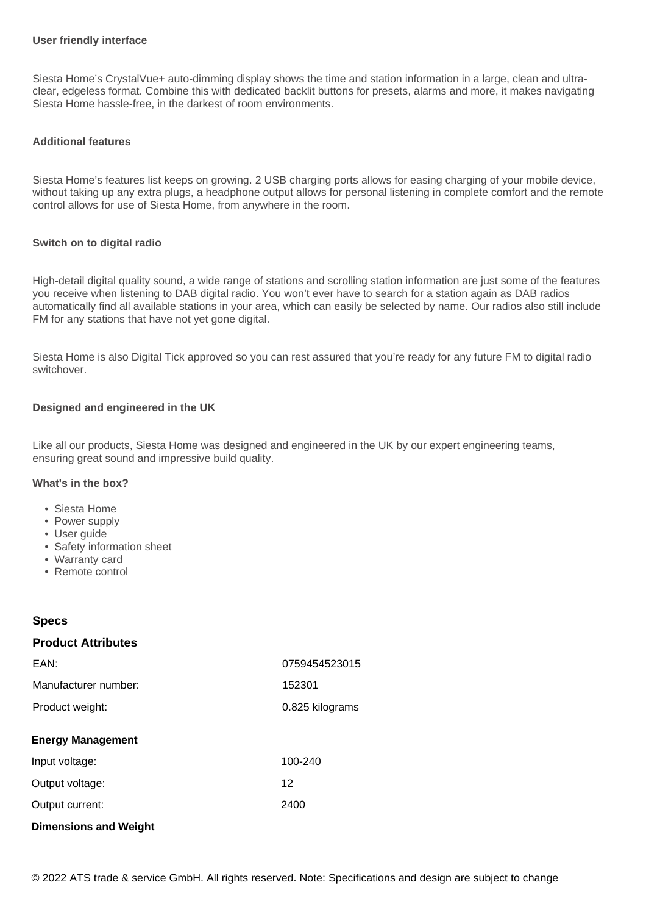**User friendly interface**

Siesta Home's CrystalVue+ auto-dimming display shows the time and station information in a large, clean and ultra-clear, edgeless format. Combine this with dedicated backlit buttons for presets, alarms and more, it makes navigating Siesta Home hassle-free, in the darkest of room environments.

**Additional features**

Siesta Home's features list keeps on growing. 2 USB charging ports allows for easing charging of your mobile device, without taking up any extra plugs, a headphone output allows for personal listening in complete comfort and the remote control allows for use of Siesta Home, from anywhere in the room.

**Switch on to digital radio**

High-detail digital quality sound, a wide range of stations and scrolling station information are just some of the features you receive when listening to DAB digital radio. You won't ever have to search for a station again as DAB radios automatically find all available stations in your area, which can easily be selected by name. Our radios also still include FM for any stations that have not yet gone digital.

Siesta Home is also Digital Tick approved so you can rest assured that you're ready for any future FM to digital radio switchover.

**Designed and engineered in the UK**

Like all our products, Siesta Home was designed and engineered in the UK by our expert engineering teams, ensuring great sound and impressive build quality.

**What's in the box?**

- Siesta Home
- Power supply
- User guide
- Safety information sheet
- Warranty card
- Remote control

## Specs

### Product Attributes

| | |
|---|---|
| EAN: | 0759454523015 |
| Manufacturer number: | 152301 |
| Product weight: | 0.825 kilograms |

### Energy Management

| | |
|---|---|
| Input voltage: | 100-240 |
| Output voltage: | 12 |
| Output current: | 2400 |

### Dimensions and Weight

© 2022 ATS trade & service GmbH. All rights reserved. Note: Specifications and design are subject to change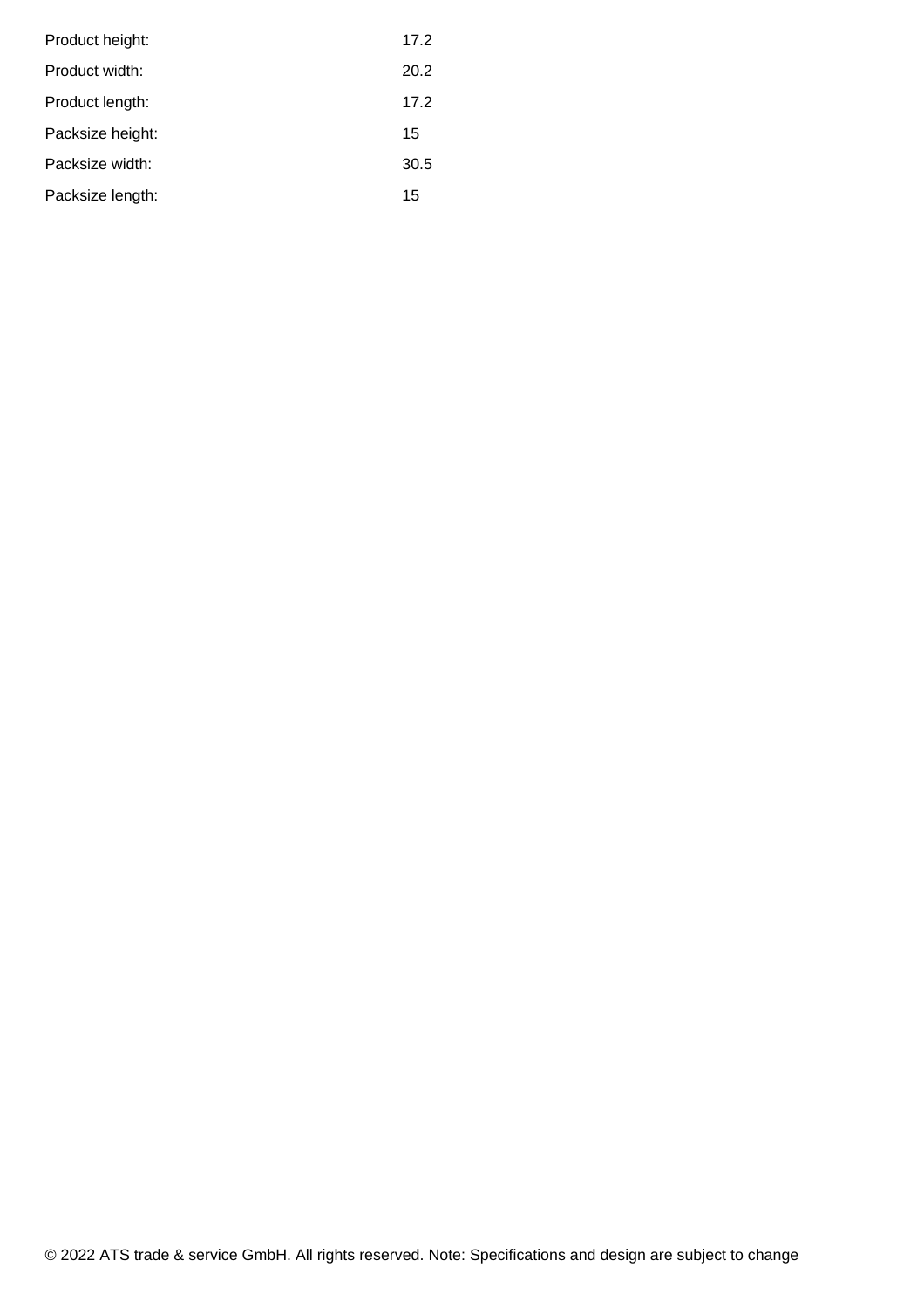| | |
|---|---|
| Product height: | 17.2 |
| Product width: | 20.2 |
| Product length: | 17.2 |
| Packsize height: | 15 |
| Packsize width: | 30.5 |
| Packsize length: | 15 |

© 2022 ATS trade & service GmbH. All rights reserved. Note: Specifications and design are subject to change